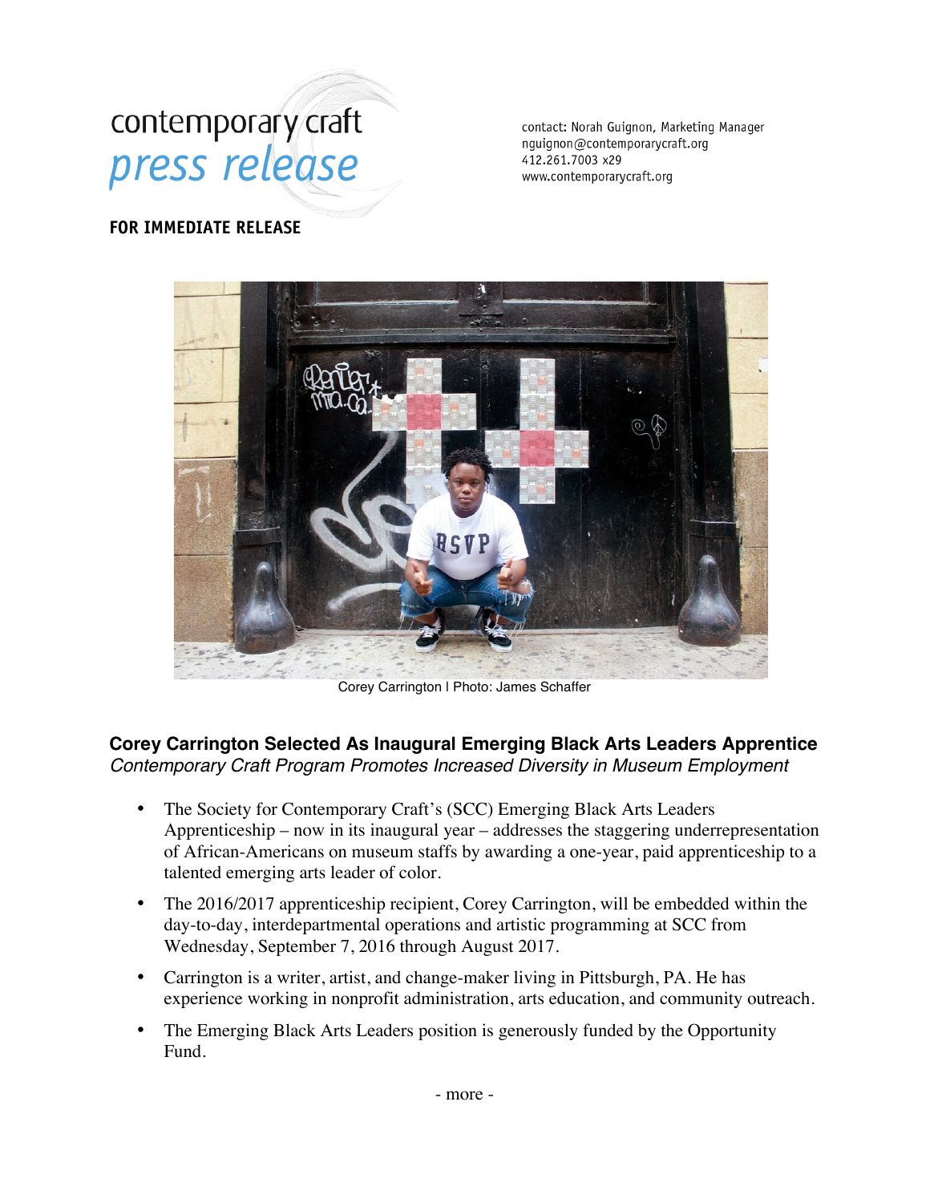contemporary craft
*press release*

contact: Norah Guignon, Marketing Manager
nguignon@contemporarycraft.org
412.261.7003 x29
www.contemporarycraft.org

**FOR IMMEDIATE RELEASE**

Corey Carrington | Photo: James Schaffer

## Corey Carrington Selected As Inaugural Emerging Black Arts Leaders Apprentice

*Contemporary Craft Program Promotes Increased Diversity in Museum Employment*

- The Society for Contemporary Craft's (SCC) Emerging Black Arts Leaders Apprenticeship – now in its inaugural year – addresses the staggering underrepresentation of African-Americans on museum staffs by awarding a one-year, paid apprenticeship to a talented emerging arts leader of color.
- The 2016/2017 apprenticeship recipient, Corey Carrington, will be embedded within the day-to-day, interdepartmental operations and artistic programming at SCC from Wednesday, September 7, 2016 through August 2017.
- Carrington is a writer, artist, and change-maker living in Pittsburgh, PA. He has experience working in nonprofit administration, arts education, and community outreach.
- The Emerging Black Arts Leaders position is generously funded by the Opportunity Fund.

- more -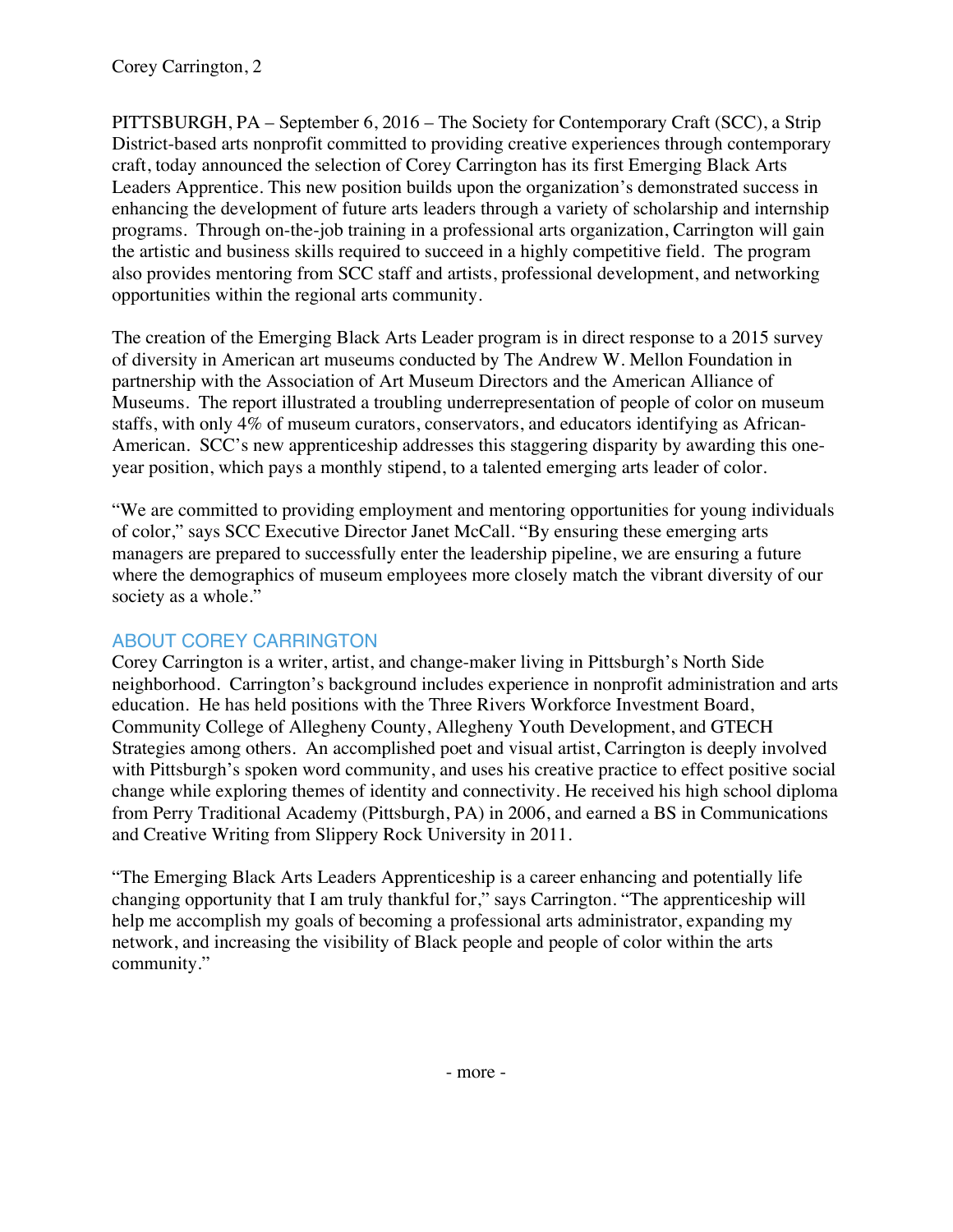PITTSBURGH, PA – September 6, 2016 – The Society for Contemporary Craft (SCC), a Strip District-based arts nonprofit committed to providing creative experiences through contemporary craft, today announced the selection of Corey Carrington has its first Emerging Black Arts Leaders Apprentice. This new position builds upon the organization's demonstrated success in enhancing the development of future arts leaders through a variety of scholarship and internship programs. Through on-the-job training in a professional arts organization, Carrington will gain the artistic and business skills required to succeed in a highly competitive field. The program also provides mentoring from SCC staff and artists, professional development, and networking opportunities within the regional arts community.

The creation of the Emerging Black Arts Leader program is in direct response to a 2015 survey of diversity in American art museums conducted by The Andrew W. Mellon Foundation in partnership with the Association of Art Museum Directors and the American Alliance of Museums. The report illustrated a troubling underrepresentation of people of color on museum staffs, with only 4% of museum curators, conservators, and educators identifying as African-American. SCC's new apprenticeship addresses this staggering disparity by awarding this one-year position, which pays a monthly stipend, to a talented emerging arts leader of color.

"We are committed to providing employment and mentoring opportunities for young individuals of color," says SCC Executive Director Janet McCall. "By ensuring these emerging arts managers are prepared to successfully enter the leadership pipeline, we are ensuring a future where the demographics of museum employees more closely match the vibrant diversity of our society as a whole."

## ABOUT COREY CARRINGTON

Corey Carrington is a writer, artist, and change-maker living in Pittsburgh's North Side neighborhood. Carrington's background includes experience in nonprofit administration and arts education. He has held positions with the Three Rivers Workforce Investment Board, Community College of Allegheny County, Allegheny Youth Development, and GTECH Strategies among others. An accomplished poet and visual artist, Carrington is deeply involved with Pittsburgh's spoken word community, and uses his creative practice to effect positive social change while exploring themes of identity and connectivity. He received his high school diploma from Perry Traditional Academy (Pittsburgh, PA) in 2006, and earned a BS in Communications and Creative Writing from Slippery Rock University in 2011.

"The Emerging Black Arts Leaders Apprenticeship is a career enhancing and potentially life changing opportunity that I am truly thankful for," says Carrington. "The apprenticeship will help me accomplish my goals of becoming a professional arts administrator, expanding my network, and increasing the visibility of Black people and people of color within the arts community."

- more -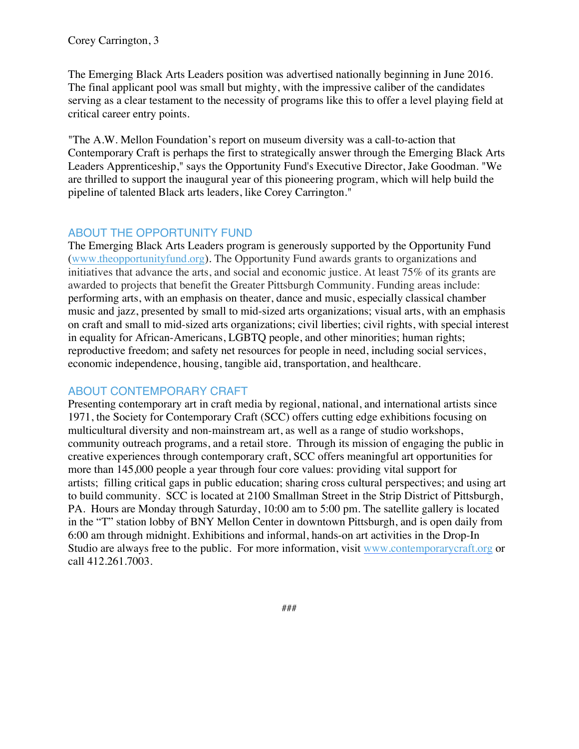The Emerging Black Arts Leaders position was advertised nationally beginning in June 2016. The final applicant pool was small but mighty, with the impressive caliber of the candidates serving as a clear testament to the necessity of programs like this to offer a level playing field at critical career entry points.

"The A.W. Mellon Foundation's report on museum diversity was a call-to-action that Contemporary Craft is perhaps the first to strategically answer through the Emerging Black Arts Leaders Apprenticeship," says the Opportunity Fund's Executive Director, Jake Goodman. "We are thrilled to support the inaugural year of this pioneering program, which will help build the pipeline of talented Black arts leaders, like Corey Carrington."

## ABOUT THE OPPORTUNITY FUND

The Emerging Black Arts Leaders program is generously supported by the Opportunity Fund (www.theopportunityfund.org). The Opportunity Fund awards grants to organizations and initiatives that advance the arts, and social and economic justice. At least 75% of its grants are awarded to projects that benefit the Greater Pittsburgh Community. Funding areas include: performing arts, with an emphasis on theater, dance and music, especially classical chamber music and jazz, presented by small to mid-sized arts organizations; visual arts, with an emphasis on craft and small to mid-sized arts organizations; civil liberties; civil rights, with special interest in equality for African-Americans, LGBTQ people, and other minorities; human rights; reproductive freedom; and safety net resources for people in need, including social services, economic independence, housing, tangible aid, transportation, and healthcare.

## ABOUT CONTEMPORARY CRAFT

Presenting contemporary art in craft media by regional, national, and international artists since 1971, the Society for Contemporary Craft (SCC) offers cutting edge exhibitions focusing on multicultural diversity and non-mainstream art, as well as a range of studio workshops, community outreach programs, and a retail store. Through its mission of engaging the public in creative experiences through contemporary craft, SCC offers meaningful art opportunities for more than 145,000 people a year through four core values: providing vital support for artists; filling critical gaps in public education; sharing cross cultural perspectives; and using art to build community. SCC is located at 2100 Smallman Street in the Strip District of Pittsburgh, PA. Hours are Monday through Saturday, 10:00 am to 5:00 pm. The satellite gallery is located in the "T" station lobby of BNY Mellon Center in downtown Pittsburgh, and is open daily from 6:00 am through midnight. Exhibitions and informal, hands-on art activities in the Drop-In Studio are always free to the public. For more information, visit www.contemporarycraft.org or call 412.261.7003.

###